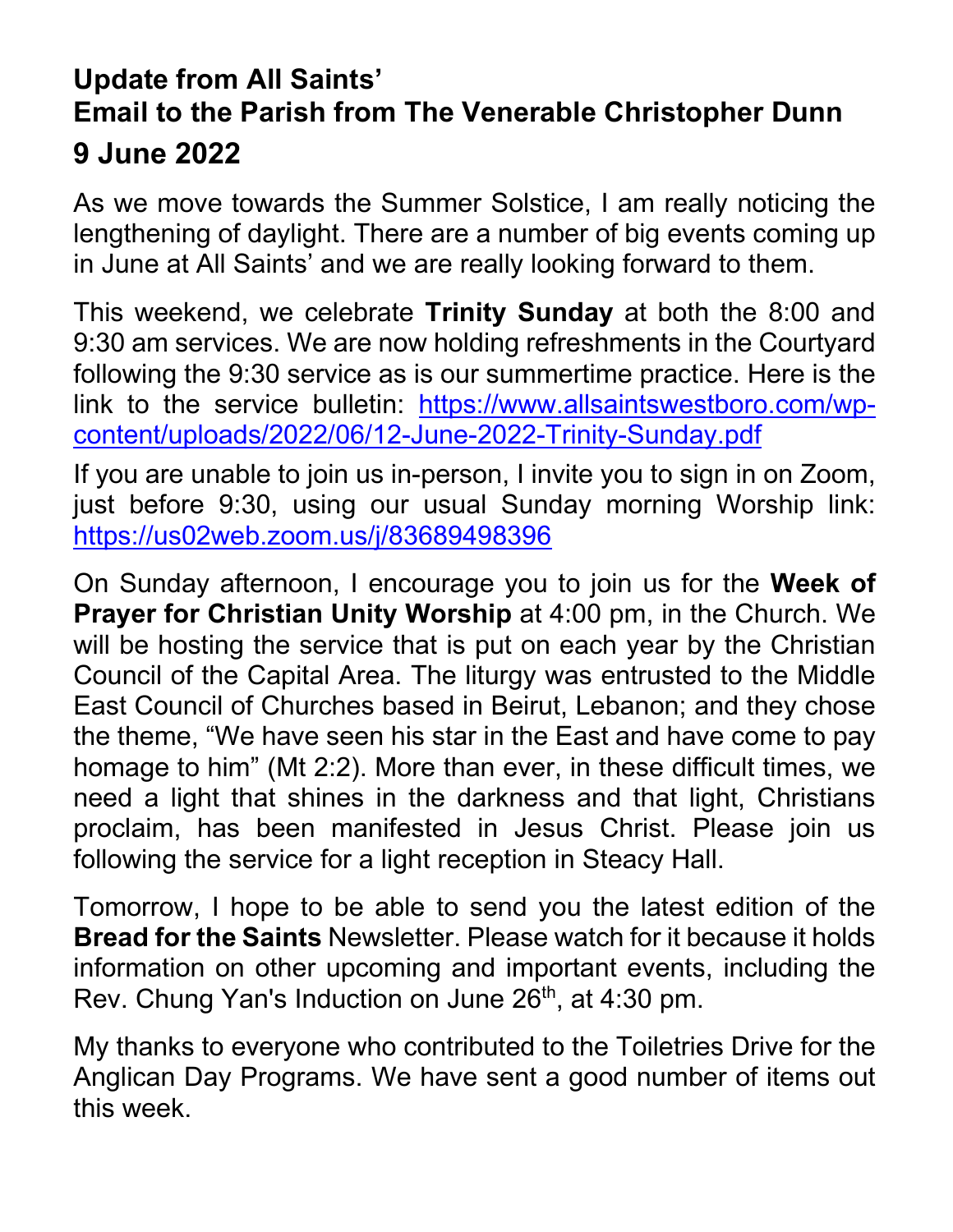# Update from All Saints'
# Email to the Parish from The Venerable Christopher Dunn
# 9 June 2022

As we move towards the Summer Solstice, I am really noticing the lengthening of daylight. There are a number of big events coming up in June at All Saints' and we are really looking forward to them.

This weekend, we celebrate **Trinity Sunday** at both the 8:00 and 9:30 am services. We are now holding refreshments in the Courtyard following the 9:30 service as is our summertime practice. Here is the link to the service bulletin: https://www.allsaintswestboro.com/wp-content/uploads/2022/06/12-June-2022-Trinity-Sunday.pdf

If you are unable to join us in-person, I invite you to sign in on Zoom, just before 9:30, using our usual Sunday morning Worship link: https://us02web.zoom.us/j/83689498396

On Sunday afternoon, I encourage you to join us for the **Week of Prayer for Christian Unity Worship** at 4:00 pm, in the Church. We will be hosting the service that is put on each year by the Christian Council of the Capital Area. The liturgy was entrusted to the Middle East Council of Churches based in Beirut, Lebanon; and they chose the theme, "We have seen his star in the East and have come to pay homage to him" (Mt 2:2). More than ever, in these difficult times, we need a light that shines in the darkness and that light, Christians proclaim, has been manifested in Jesus Christ. Please join us following the service for a light reception in Steacy Hall.

Tomorrow, I hope to be able to send you the latest edition of the **Bread for the Saints** Newsletter. Please watch for it because it holds information on other upcoming and important events, including the Rev. Chung Yan's Induction on June 26th, at 4:30 pm.

My thanks to everyone who contributed to the Toiletries Drive for the Anglican Day Programs. We have sent a good number of items out this week.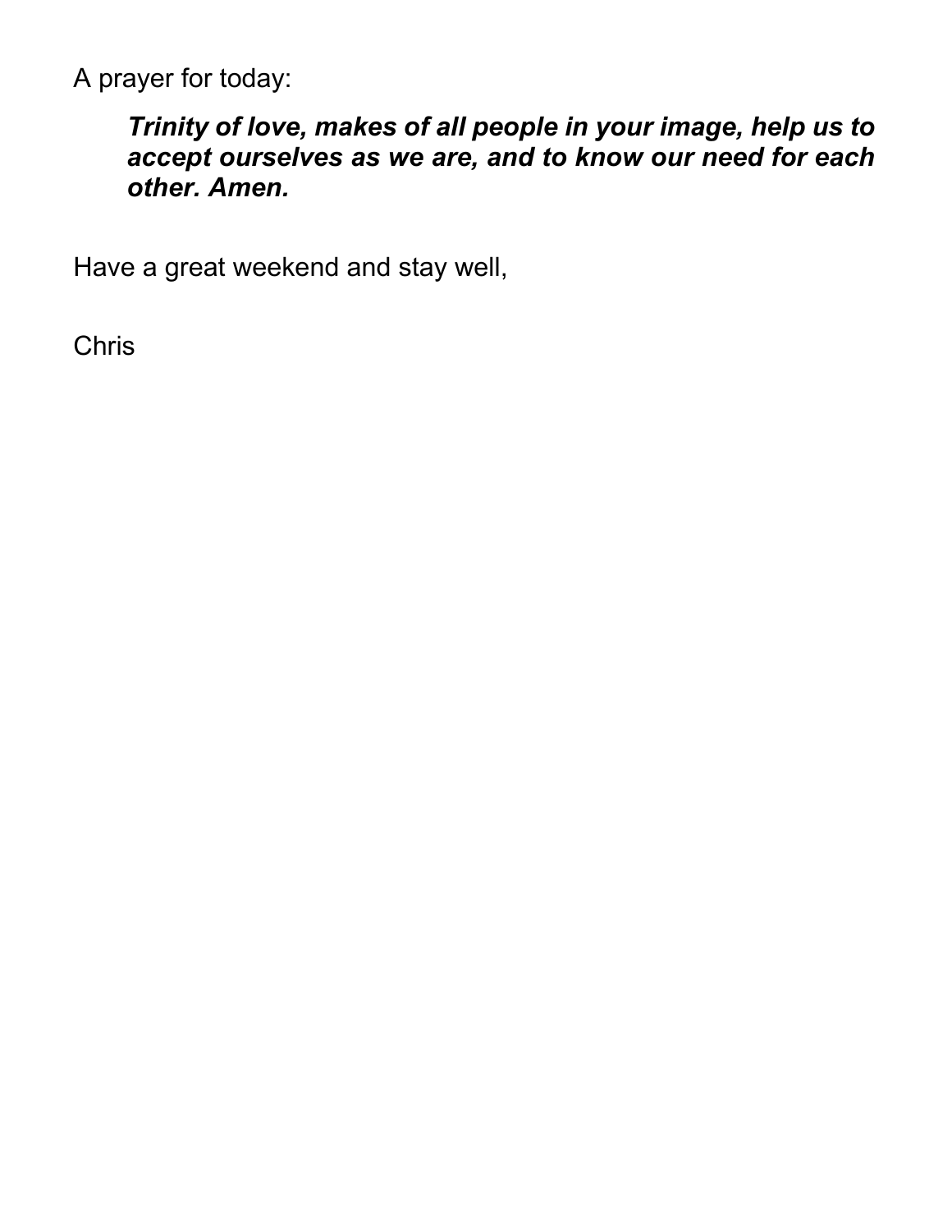A prayer for today:

> ***Trinity of love, makes of all people in your image, help us to accept ourselves as we are, and to know our need for each other. Amen.***

Have a great weekend and stay well,

Chris